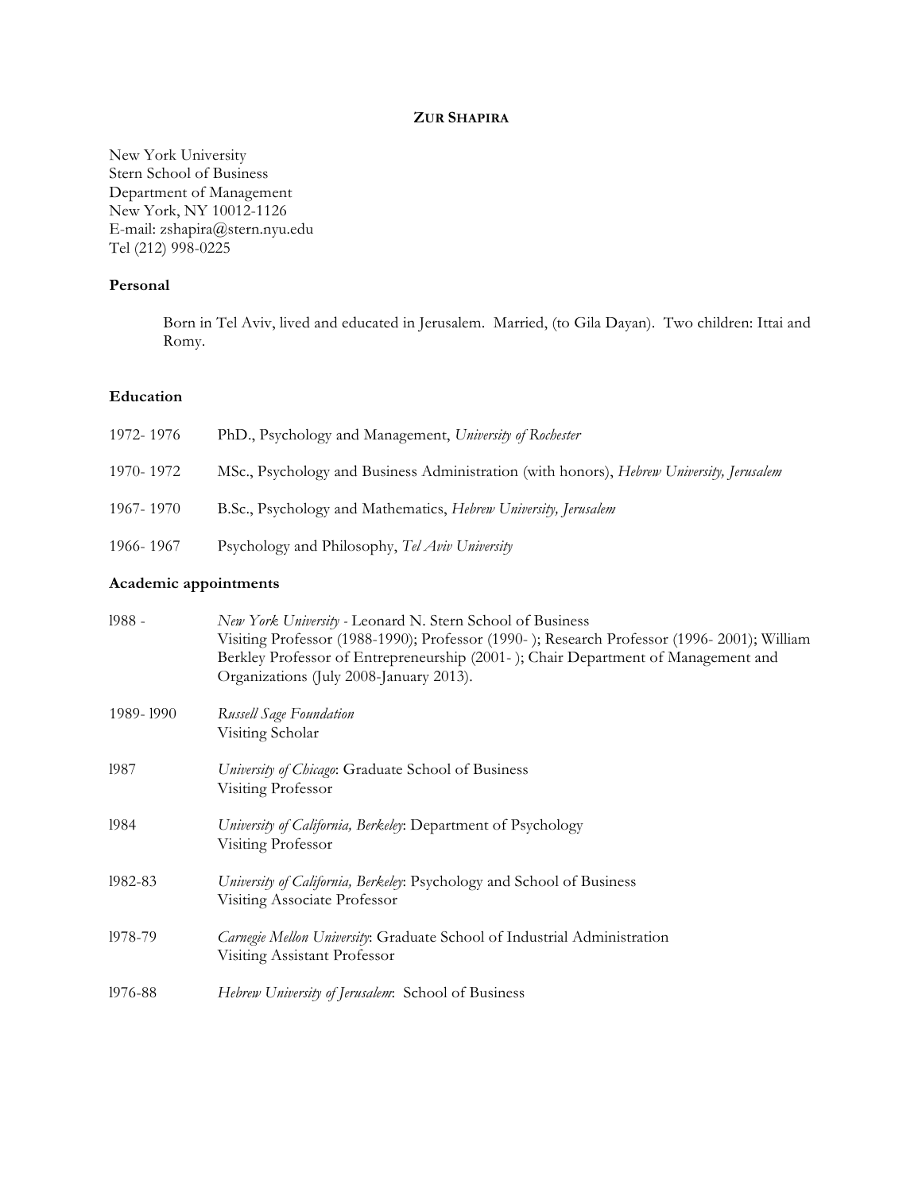# ZUR SHAPIRA

New York University
Stern School of Business
Department of Management
New York, NY 10012-1126
E-mail: zshapira@stern.nyu.edu
Tel (212) 998-0225

### Personal

Born in Tel Aviv, lived and educated in Jerusalem. Married, (to Gila Dayan). Two children: Ittai and Romy.

### Education

| | |
|---|---|
| 1972- 1976 | PhD., Psychology and Management, *University of Rochester* |
| 1970- 1972 | MSc., Psychology and Business Administration (with honors), *Hebrew University, Jerusalem* |
| 1967- 1970 | B.Sc., Psychology and Mathematics, *Hebrew University, Jerusalem* |
| 1966- 1967 | Psychology and Philosophy, *Tel Aviv University* |

### Academic appointments

| | |
|---|---|
| l988 - | *New York University* - Leonard N. Stern School of Business<br>Visiting Professor (1988-1990); Professor (1990- ); Research Professor (1996- 2001); William Berkley Professor of Entrepreneurship (2001- ); Chair Department of Management and Organizations (July 2008-January 2013). |
| 1989- l990 | *Russell Sage Foundation*<br>Visiting Scholar |
| l987 | *University of Chicago*: Graduate School of Business<br>Visiting Professor |
| l984 | *University of California, Berkeley*: Department of Psychology<br>Visiting Professor |
| l982-83 | *University of California, Berkeley*: Psychology and School of Business<br>Visiting Associate Professor |
| l978-79 | *Carnegie Mellon University*: Graduate School of Industrial Administration<br>Visiting Assistant Professor |
| l976-88 | *Hebrew University of Jerusalem*: School of Business |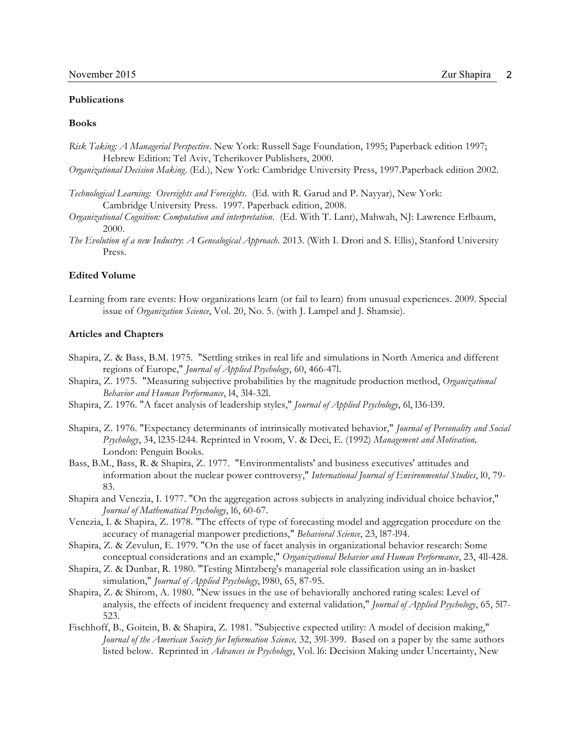**Publications**

**Books**

*Risk Taking: A Managerial Perspective*. New York: Russell Sage Foundation, 1995; Paperback edition 1997; Hebrew Edition: Tel Aviv, Tcherikover Publishers, 2000.

*Organizational Decision Making*. (Ed.), New York: Cambridge University Press, 1997.Paperback edition 2002.

*Technological Learning: Oversights and Foresights*. (Ed. with R. Garud and P. Nayyar), New York: Cambridge University Press. 1997. Paperback edition, 2008.

*Organizational Cognition: Computation and interpretation*. (Ed. With T. Lant), Mahwah, NJ: Lawrence Erlbaum, 2000.

*The Evolution of a new Industry*: *A Genealogical Approach*. 2013. (With I. Drori and S. Ellis), Stanford University Press.

**Edited Volume**

Learning from rare events: How organizations learn (or fail to learn) from unusual experiences. 2009. Special issue of *Organization Science*, Vol. 20, No. 5. (with J. Lampel and J. Shamsie).

**Articles and Chapters**

Shapira, Z. & Bass, B.M. 1975. "Settling strikes in real life and simulations in North America and different regions of Europe," *Journal of Applied Psychology*, 60, 466-471.

Shapira, Z. 1975. "Measuring subjective probabilities by the magnitude production method, *Organizational Behavior and Human Performance*, 14, 314-321.

Shapira, Z. 1976. "A facet analysis of leadership styles," *Journal of Applied Psychology*, 61, 136-139.

Shapira, Z. 1976. "Expectancy determinants of intrinsically motivated behavior," *Journal of Personality and Social Psychology*, 34, 1235-1244. Reprinted in Vroom, V. & Deci, E. (1992) *Management and Motivation,* London: Penguin Books.

Bass, B.M., Bass, R. & Shapira, Z. 1977. "Environmentalists' and business executives' attitudes and information about the nuclear power controversy," *International Journal of Environmental Studies*, 10, 79-83.

Shapira and Venezia, I. 1977. "On the aggregation across subjects in analyzing individual choice behavior," *Journal of Mathematical Psychology*, 16, 60-67.

Venezia, I. & Shapira, Z. 1978. "The effects of type of forecasting model and aggregation procedure on the accuracy of managerial manpower predictions," *Behavioral Science*, 23, 187-194.

Shapira, Z. & Zevulun, E. 1979. "On the use of facet analysis in organizational behavior research: Some conceptual considerations and an example," *Organizational Behavior and Human Performance*, 23, 411-428.

Shapira, Z. & Dunbar, R. 1980. "Testing Mintzberg's managerial role classification using an in-basket simulation," *Journal of Applied Psychology*, 1980, 65, 87-95.

Shapira, Z. & Shirom, A. 1980. "New issues in the use of behaviorally anchored rating scales: Level of analysis, the effects of incident frequency and external validation," *Journal of Applied Psychology*, 65, 517-523.

Fischhoff, B., Goitein, B. & Shapira, Z. 1981. "Subjective expected utility: A model of decision making," *Journal of the American Society for Information Science,* 32, 391-399. Based on a paper by the same authors listed below. Reprinted in *Advances in Psychology*, Vol. 16: Decision Making under Uncertainty, New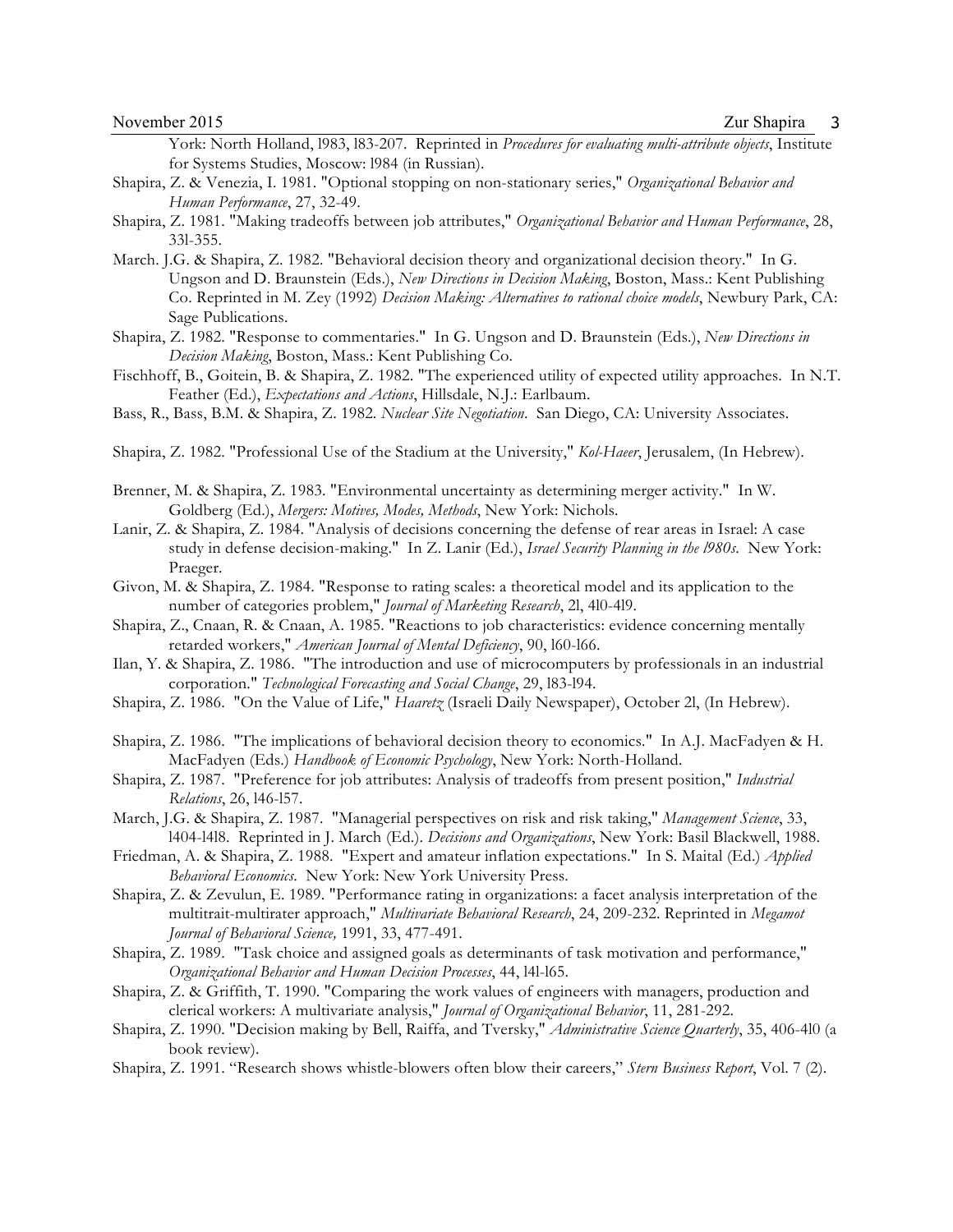York: North Holland, l983, l83-207. Reprinted in *Procedures for evaluating multi-attribute objects*, Institute for Systems Studies, Moscow: l984 (in Russian).

Shapira, Z. & Venezia, I. 1981. "Optional stopping on non-stationary series," *Organizational Behavior and Human Performance*, 27, 32-49.

Shapira, Z. 1981. "Making tradeoffs between job attributes," *Organizational Behavior and Human Performance*, 28, 33l-355.

March. J.G. & Shapira, Z. 1982. "Behavioral decision theory and organizational decision theory." In G. Ungson and D. Braunstein (Eds.), *New Directions in Decision Making*, Boston, Mass.: Kent Publishing Co. Reprinted in M. Zey (1992) *Decision Making: Alternatives to rational choice models*, Newbury Park, CA: Sage Publications.

Shapira, Z. 1982. "Response to commentaries." In G. Ungson and D. Braunstein (Eds.), *New Directions in Decision Making*, Boston, Mass.: Kent Publishing Co.

Fischhoff, B., Goitein, B. & Shapira, Z. 1982. "The experienced utility of expected utility approaches. In N.T. Feather (Ed.), *Expectations and Actions*, Hillsdale, N.J.: Earlbaum.

Bass, R., Bass, B.M. & Shapira, Z. 1982. *Nuclear Site Negotiation*. San Diego, CA: University Associates.

Shapira, Z. 1982. "Professional Use of the Stadium at the University," *Kol-Haeer*, Jerusalem, (In Hebrew).

Brenner, M. & Shapira, Z. 1983. "Environmental uncertainty as determining merger activity." In W. Goldberg (Ed.), *Mergers: Motives, Modes, Methods*, New York: Nichols.

Lanir, Z. & Shapira, Z. 1984. "Analysis of decisions concerning the defense of rear areas in Israel: A case study in defense decision-making." In Z. Lanir (Ed.), *Israel Security Planning in the l980s*. New York: Praeger.

Givon, M. & Shapira, Z. 1984. "Response to rating scales: a theoretical model and its application to the number of categories problem," *Journal of Marketing Research*, 2l, 4l0-4l9.

Shapira, Z., Cnaan, R. & Cnaan, A. 1985. "Reactions to job characteristics: evidence concerning mentally retarded workers," *American Journal of Mental Deficiency*, 90, l60-l66.

Ilan, Y. & Shapira, Z. 1986. "The introduction and use of microcomputers by professionals in an industrial corporation." *Technological Forecasting and Social Change*, 29, l83-l94.

Shapira, Z. 1986. "On the Value of Life," *Haaretz* (Israeli Daily Newspaper), October 2l, (In Hebrew).

Shapira, Z. 1986. "The implications of behavioral decision theory to economics." In A.J. MacFadyen & H. MacFadyen (Eds.) *Handbook of Economic Psychology*, New York: North-Holland.

Shapira, Z. 1987. "Preference for job attributes: Analysis of tradeoffs from present position," *Industrial Relations*, 26, l46-l57.

March, J.G. & Shapira, Z. 1987. "Managerial perspectives on risk and risk taking," *Management Science*, 33, l404-l4l8. Reprinted in J. March (Ed.). *Decisions and Organizations*, New York: Basil Blackwell, 1988.

Friedman, A. & Shapira, Z. 1988. "Expert and amateur inflation expectations." In S. Maital (Ed.) *Applied Behavioral Economics*. New York: New York University Press.

Shapira, Z. & Zevulun, E. 1989. "Performance rating in organizations: a facet analysis interpretation of the multitrait-multirater approach," *Multivariate Behavioral Research*, 24, 209-232. Reprinted in *Megamot Journal of Behavioral Science,* 1991, 33, 477-491.

Shapira, Z. 1989. "Task choice and assigned goals as determinants of task motivation and performance," *Organizational Behavior and Human Decision Processes*, 44, l4l-l65.

Shapira, Z. & Griffith, T. 1990. "Comparing the work values of engineers with managers, production and clerical workers: A multivariate analysis," *Journal of Organizational Behavior*, 11, 281-292.

Shapira, Z. 1990. "Decision making by Bell, Raiffa, and Tversky," *Administrative Science Quarterly*, 35, 406-4l0 (a book review).

Shapira, Z. 1991. "Research shows whistle-blowers often blow their careers," *Stern Business Report*, Vol. 7 (2).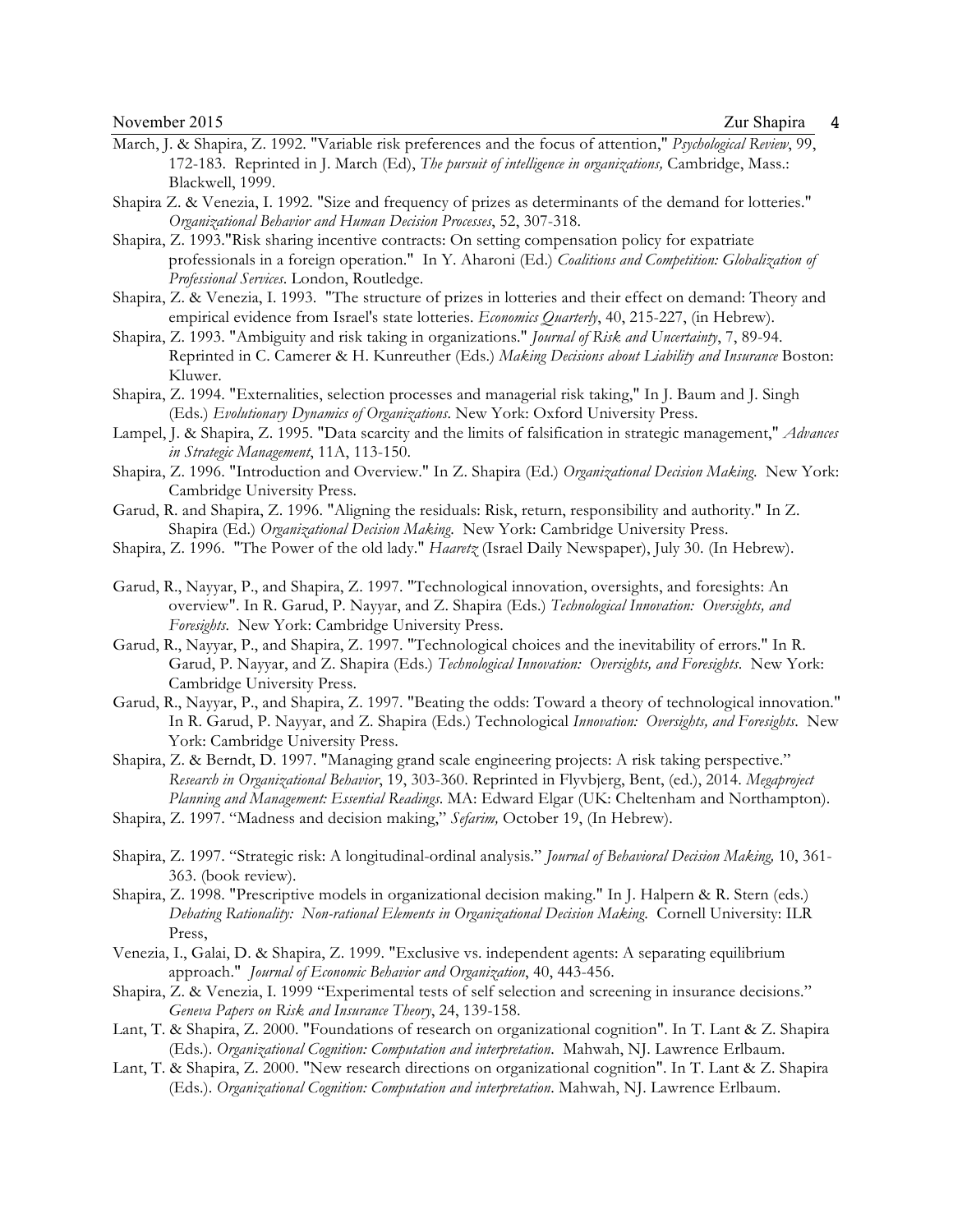March, J. & Shapira, Z. 1992. "Variable risk preferences and the focus of attention," *Psychological Review*, 99, 172-183. Reprinted in J. March (Ed), *The pursuit of intelligence in organizations,* Cambridge, Mass.: Blackwell, 1999.

Shapira Z. & Venezia, I. 1992. "Size and frequency of prizes as determinants of the demand for lotteries." *Organizational Behavior and Human Decision Processes*, 52, 307-318.

Shapira, Z. 1993."Risk sharing incentive contracts: On setting compensation policy for expatriate professionals in a foreign operation." In Y. Aharoni (Ed.) *Coalitions and Competition: Globalization of Professional Services*. London, Routledge.

Shapira, Z. & Venezia, I. 1993. "The structure of prizes in lotteries and their effect on demand: Theory and empirical evidence from Israel's state lotteries. *Economics Quarterly*, 40, 215-227, (in Hebrew).

Shapira, Z. 1993. "Ambiguity and risk taking in organizations." *Journal of Risk and Uncertainty*, 7, 89-94. Reprinted in C. Camerer & H. Kunreuther (Eds.) *Making Decisions about Liability and Insurance* Boston: Kluwer.

Shapira, Z. 1994. "Externalities, selection processes and managerial risk taking," In J. Baum and J. Singh (Eds.) *Evolutionary Dynamics of Organizations*. New York: Oxford University Press.

Lampel, J. & Shapira, Z. 1995. "Data scarcity and the limits of falsification in strategic management," *Advances in Strategic Management*, 11A, 113-150.

Shapira, Z. 1996. "Introduction and Overview." In Z. Shapira (Ed.) *Organizational Decision Making*. New York: Cambridge University Press.

Garud, R. and Shapira, Z. 1996. "Aligning the residuals: Risk, return, responsibility and authority." In Z. Shapira (Ed.) *Organizational Decision Making*. New York: Cambridge University Press.

Shapira, Z. 1996. "The Power of the old lady." *Haaretz* (Israel Daily Newspaper), July 30. (In Hebrew).

Garud, R., Nayyar, P., and Shapira, Z. 1997. "Technological innovation, oversights, and foresights: An overview". In R. Garud, P. Nayyar, and Z. Shapira (Eds.) *Technological Innovation: Oversights, and Foresights*. New York: Cambridge University Press.

Garud, R., Nayyar, P., and Shapira, Z. 1997. "Technological choices and the inevitability of errors." In R. Garud, P. Nayyar, and Z. Shapira (Eds.) *Technological Innovation: Oversights, and Foresights*. New York: Cambridge University Press.

Garud, R., Nayyar, P., and Shapira, Z. 1997. "Beating the odds: Toward a theory of technological innovation." In R. Garud, P. Nayyar, and Z. Shapira (Eds.) Technological *Innovation: Oversights, and Foresights*. New York: Cambridge University Press.

Shapira, Z. & Berndt, D. 1997. "Managing grand scale engineering projects: A risk taking perspective." *Research in Organizational Behavior*, 19, 303-360. Reprinted in Flyvbjerg, Bent, (ed.), 2014. *Megaproject Planning and Management: Essential Readings*. MA: Edward Elgar (UK: Cheltenham and Northampton).

Shapira, Z. 1997. "Madness and decision making," *Sefarim,* October 19, (In Hebrew).

Shapira, Z. 1997. "Strategic risk: A longitudinal-ordinal analysis." *Journal of Behavioral Decision Making,* 10, 361-363. (book review).

Shapira, Z. 1998. "Prescriptive models in organizational decision making." In J. Halpern & R. Stern (eds.) *Debating Rationality: Non-rational Elements in Organizational Decision Making.* Cornell University: ILR Press,

Venezia, I., Galai, D. & Shapira, Z. 1999. "Exclusive vs. independent agents: A separating equilibrium approach." *Journal of Economic Behavior and Organization*, 40, 443-456.

Shapira, Z. & Venezia, I. 1999 "Experimental tests of self selection and screening in insurance decisions." *Geneva Papers on Risk and Insurance Theory*, 24, 139-158.

Lant, T. & Shapira, Z. 2000. "Foundations of research on organizational cognition". In T. Lant & Z. Shapira (Eds.). *Organizational Cognition: Computation and interpretation*. Mahwah, NJ. Lawrence Erlbaum.

Lant, T. & Shapira, Z. 2000. "New research directions on organizational cognition". In T. Lant & Z. Shapira (Eds.). *Organizational Cognition: Computation and interpretation*. Mahwah, NJ. Lawrence Erlbaum.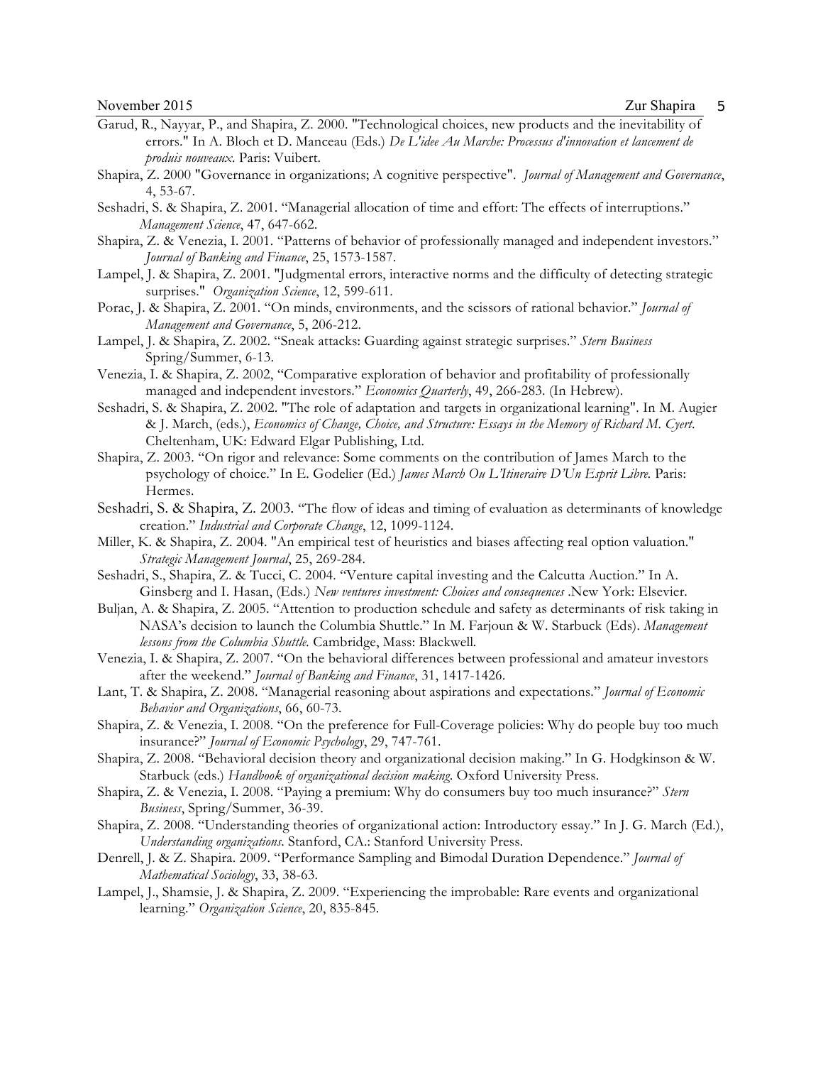Garud, R., Nayyar, P., and Shapira, Z. 2000. "Technological choices, new products and the inevitability of errors." In A. Bloch et D. Manceau (Eds.) *De L'idee Au Marche: Processus d'innovation et lancement de produis nouveaux*. Paris: Vuibert.

Shapira, Z. 2000 "Governance in organizations; A cognitive perspective". *Journal of Management and Governance*, 4, 53-67.

Seshadri, S. & Shapira, Z. 2001. "Managerial allocation of time and effort: The effects of interruptions." *Management Science*, 47, 647-662.

Shapira, Z. & Venezia, I. 2001. "Patterns of behavior of professionally managed and independent investors." *Journal of Banking and Finance*, 25, 1573-1587.

Lampel, J. & Shapira, Z. 2001. "Judgmental errors, interactive norms and the difficulty of detecting strategic surprises." *Organization Science*, 12, 599-611.

Porac, J. & Shapira, Z. 2001. "On minds, environments, and the scissors of rational behavior." *Journal of Management and Governance*, 5, 206-212.

Lampel, J. & Shapira, Z. 2002. "Sneak attacks: Guarding against strategic surprises." *Stern Business* Spring/Summer, 6-13.

Venezia, I. & Shapira, Z. 2002, "Comparative exploration of behavior and profitability of professionally managed and independent investors." *Economics Quarterly*, 49, 266-283. (In Hebrew).

Seshadri, S. & Shapira, Z. 2002. "The role of adaptation and targets in organizational learning". In M. Augier & J. March, (eds.), *Economics of Change, Choice, and Structure: Essays in the Memory of Richard M. Cyert.* Cheltenham, UK: Edward Elgar Publishing, Ltd.

Shapira, Z. 2003. "On rigor and relevance: Some comments on the contribution of James March to the psychology of choice." In E. Godelier (Ed.) *James March Ou L'Itineraire D'Un Esprit Libre.* Paris: Hermes.

Seshadri, S. & Shapira, Z. 2003. "The flow of ideas and timing of evaluation as determinants of knowledge creation." *Industrial and Corporate Change*, 12, 1099-1124.

Miller, K. & Shapira, Z. 2004. "An empirical test of heuristics and biases affecting real option valuation." *Strategic Management Journal*, 25, 269-284.

Seshadri, S., Shapira, Z. & Tucci, C. 2004. "Venture capital investing and the Calcutta Auction." In A. Ginsberg and I. Hasan, (Eds.) *New ventures investment: Choices and consequences* .New York: Elsevier.

Buljan, A. & Shapira, Z. 2005. "Attention to production schedule and safety as determinants of risk taking in NASA's decision to launch the Columbia Shuttle." In M. Farjoun & W. Starbuck (Eds). *Management lessons from the Columbia Shuttle.* Cambridge, Mass: Blackwell.

Venezia, I. & Shapira, Z. 2007. "On the behavioral differences between professional and amateur investors after the weekend." *Journal of Banking and Finance*, 31, 1417-1426.

Lant, T. & Shapira, Z. 2008. "Managerial reasoning about aspirations and expectations." *Journal of Economic Behavior and Organizations*, 66, 60-73.

Shapira, Z. & Venezia, I. 2008. "On the preference for Full-Coverage policies: Why do people buy too much insurance?" *Journal of Economic Psychology*, 29, 747-761.

Shapira, Z. 2008. "Behavioral decision theory and organizational decision making." In G. Hodgkinson & W. Starbuck (eds.) *Handbook of organizational decision making.* Oxford University Press.

Shapira, Z. & Venezia, I. 2008. "Paying a premium: Why do consumers buy too much insurance?" *Stern Business*, Spring/Summer, 36-39.

Shapira, Z. 2008. "Understanding theories of organizational action: Introductory essay." In J. G. March (Ed.), *Understanding organizations.* Stanford, CA.: Stanford University Press.

Denrell, J. & Z. Shapira. 2009. "Performance Sampling and Bimodal Duration Dependence." *Journal of Mathematical Sociology*, 33, 38-63.

Lampel, J., Shamsie, J. & Shapira, Z. 2009. "Experiencing the improbable: Rare events and organizational learning." *Organization Science*, 20, 835-845.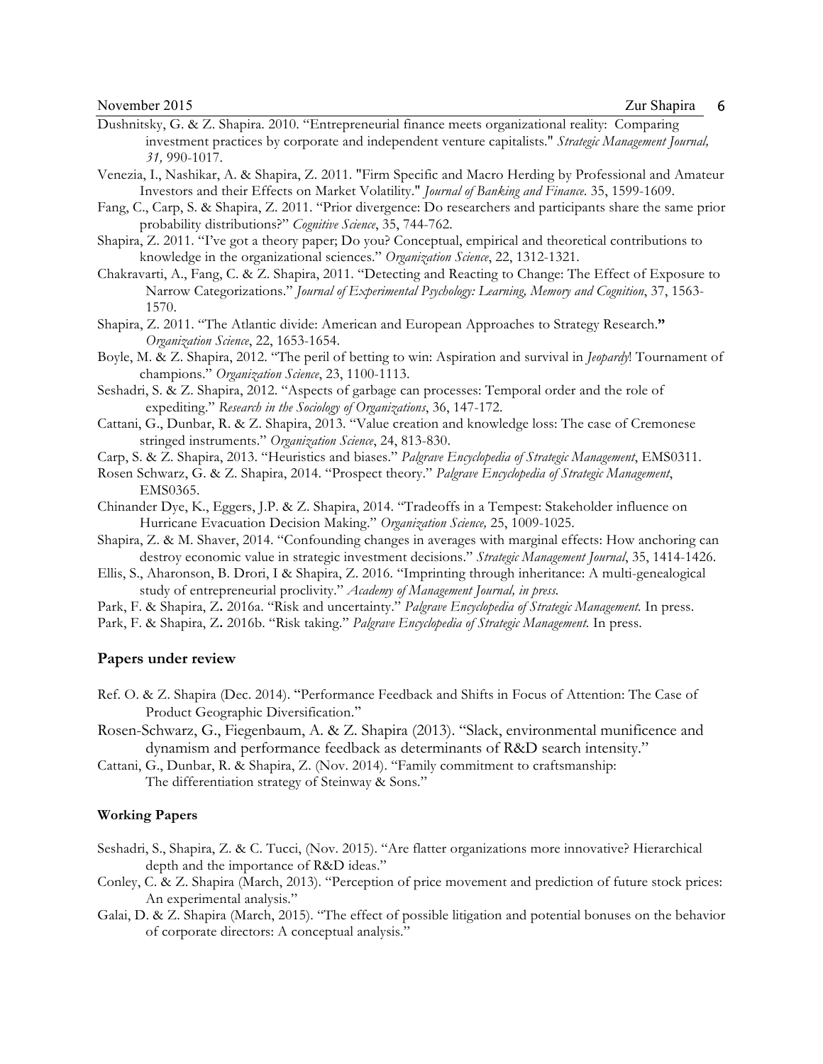Dushnitsky, G. & Z. Shapira. 2010. "Entrepreneurial finance meets organizational reality: Comparing investment practices by corporate and independent venture capitalists." *Strategic Management Journal, 31,* 990-1017.

Venezia, I., Nashikar, A. & Shapira, Z. 2011. "Firm Specific and Macro Herding by Professional and Amateur Investors and their Effects on Market Volatility." *Journal of Banking and Finance*. 35, 1599-1609.

Fang, C., Carp, S. & Shapira, Z. 2011. "Prior divergence: Do researchers and participants share the same prior probability distributions?" *Cognitive Science*, 35, 744-762.

Shapira, Z. 2011. "I've got a theory paper; Do you? Conceptual, empirical and theoretical contributions to knowledge in the organizational sciences." *Organization Science*, 22, 1312-1321.

Chakravarti, A., Fang, C. & Z. Shapira, 2011. "Detecting and Reacting to Change: The Effect of Exposure to Narrow Categorizations." *Journal of Experimental Psychology: Learning, Memory and Cognition*, 37, 1563-1570.

Shapira, Z. 2011. "The Atlantic divide: American and European Approaches to Strategy Research." *Organization Science*, 22, 1653-1654.

Boyle, M. & Z. Shapira, 2012. "The peril of betting to win: Aspiration and survival in *Jeopardy*! Tournament of champions." *Organization Science*, 23, 1100-1113.

Seshadri, S. & Z. Shapira, 2012. "Aspects of garbage can processes: Temporal order and the role of expediting." *Research in the Sociology of Organizations*, 36, 147-172.

Cattani, G., Dunbar, R. & Z. Shapira, 2013. "Value creation and knowledge loss: The case of Cremonese stringed instruments." *Organization Science*, 24, 813-830.

Carp, S. & Z. Shapira, 2013. "Heuristics and biases." *Palgrave Encyclopedia of Strategic Management*, EMS0311.

Rosen Schwarz, G. & Z. Shapira, 2014. "Prospect theory." *Palgrave Encyclopedia of Strategic Management*, EMS0365.

Chinander Dye, K., Eggers, J.P. & Z. Shapira, 2014. "Tradeoffs in a Tempest: Stakeholder influence on Hurricane Evacuation Decision Making." *Organization Science,* 25, 1009-1025.

Shapira, Z. & M. Shaver, 2014. "Confounding changes in averages with marginal effects: How anchoring can destroy economic value in strategic investment decisions." *Strategic Management Journal*, 35, 1414-1426.

Ellis, S., Aharonson, B. Drori, I & Shapira, Z. 2016. "Imprinting through inheritance: A multi-genealogical study of entrepreneurial proclivity." *Academy of Management Journal, in press.*

Park, F. & Shapira, Z**.** 2016a. "Risk and uncertainty." *Palgrave Encyclopedia of Strategic Management.* In press.

Park, F. & Shapira, Z**.** 2016b. "Risk taking." *Palgrave Encyclopedia of Strategic Management.* In press.

## Papers under review

Ref. O. & Z. Shapira (Dec. 2014). "Performance Feedback and Shifts in Focus of Attention: The Case of Product Geographic Diversification."

Rosen-Schwarz, G., Fiegenbaum, A. & Z. Shapira (2013). "Slack, environmental munificence and dynamism and performance feedback as determinants of R&D search intensity."

Cattani, G., Dunbar, R. & Shapira, Z. (Nov. 2014). "Family commitment to craftsmanship: The differentiation strategy of Steinway & Sons."

### Working Papers

Seshadri, S., Shapira, Z. & C. Tucci, (Nov. 2015). "Are flatter organizations more innovative? Hierarchical depth and the importance of R&D ideas."

Conley, C. & Z. Shapira (March, 2013). "Perception of price movement and prediction of future stock prices: An experimental analysis."

Galai, D. & Z. Shapira (March, 2015). "The effect of possible litigation and potential bonuses on the behavior of corporate directors: A conceptual analysis."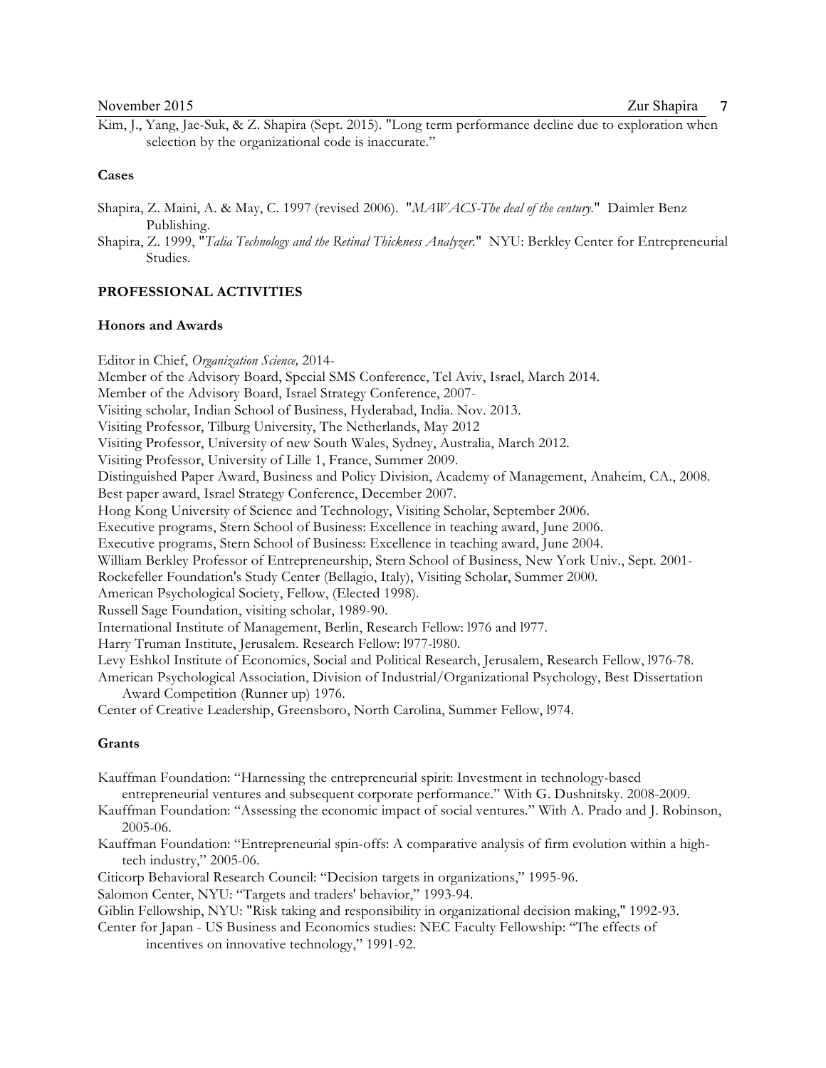Kim, J., Yang, Jae-Suk, & Z. Shapira (Sept. 2015). "Long term performance decline due to exploration when selection by the organizational code is inaccurate."

**Cases**

Shapira, Z. Maini, A. & May, C. 1997 (revised 2006). "*MAWACS-The deal of the century.*" Daimler Benz Publishing.

Shapira, Z. 1999, "*Talia Technology and the Retinal Thickness Analyzer.*" NYU: Berkley Center for Entrepreneurial Studies.

## PROFESSIONAL ACTIVITIES

**Honors and Awards**

Editor in Chief, *Organization Science,* 2014-

Member of the Advisory Board, Special SMS Conference, Tel Aviv, Israel, March 2014.

Member of the Advisory Board, Israel Strategy Conference, 2007-

Visiting scholar, Indian School of Business, Hyderabad, India. Nov. 2013.

Visiting Professor, Tilburg University, The Netherlands, May 2012

Visiting Professor, University of new South Wales, Sydney, Australia, March 2012.

Visiting Professor, University of Lille 1, France, Summer 2009.

Distinguished Paper Award, Business and Policy Division, Academy of Management, Anaheim, CA., 2008.

Best paper award, Israel Strategy Conference, December 2007.

Hong Kong University of Science and Technology, Visiting Scholar, September 2006.

Executive programs, Stern School of Business: Excellence in teaching award, June 2006.

Executive programs, Stern School of Business: Excellence in teaching award, June 2004.

William Berkley Professor of Entrepreneurship, Stern School of Business, New York Univ., Sept. 2001-

Rockefeller Foundation's Study Center (Bellagio, Italy), Visiting Scholar, Summer 2000.

American Psychological Society, Fellow, (Elected 1998).

Russell Sage Foundation, visiting scholar, 1989-90.

International Institute of Management, Berlin, Research Fellow: l976 and l977.

Harry Truman Institute, Jerusalem. Research Fellow: l977-l980.

Levy Eshkol Institute of Economics, Social and Political Research, Jerusalem, Research Fellow, l976-78.

American Psychological Association, Division of Industrial/Organizational Psychology, Best Dissertation Award Competition (Runner up) 1976.

Center of Creative Leadership, Greensboro, North Carolina, Summer Fellow, l974.

**Grants**

Kauffman Foundation: "Harnessing the entrepreneurial spirit: Investment in technology-based entrepreneurial ventures and subsequent corporate performance." With G. Dushnitsky. 2008-2009.

Kauffman Foundation: "Assessing the economic impact of social ventures." With A. Prado and J. Robinson, 2005-06.

Kauffman Foundation: "Entrepreneurial spin-offs: A comparative analysis of firm evolution within a high-tech industry," 2005-06.

Citicorp Behavioral Research Council: "Decision targets in organizations," 1995-96.

Salomon Center, NYU: "Targets and traders' behavior," 1993-94.

Giblin Fellowship, NYU: "Risk taking and responsibility in organizational decision making," 1992-93.

Center for Japan - US Business and Economics studies: NEC Faculty Fellowship: "The effects of incentives on innovative technology," 1991-92.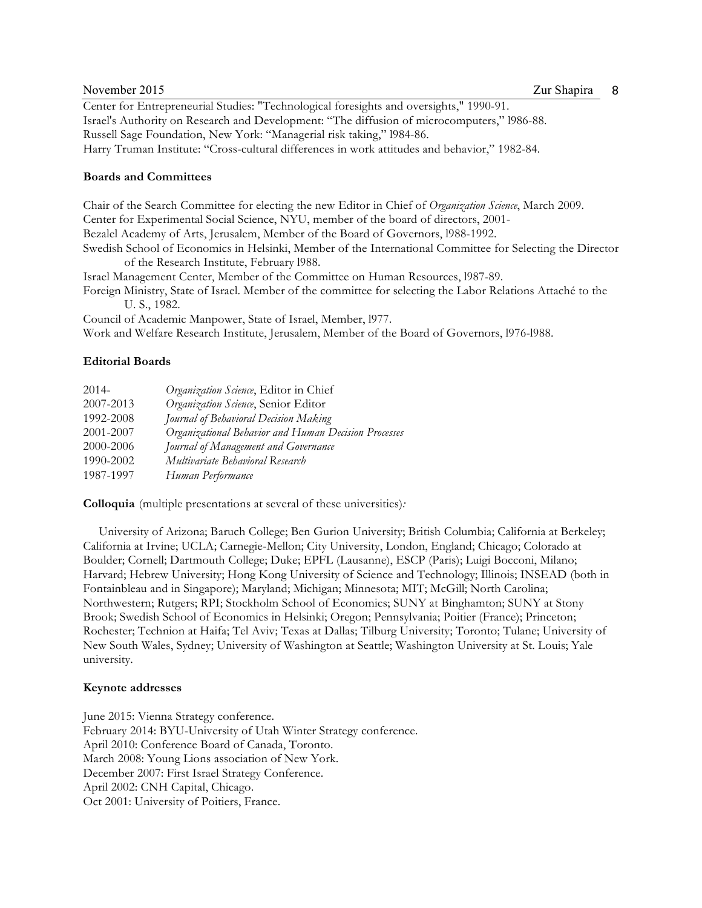Center for Entrepreneurial Studies: "Technological foresights and oversights," 1990-91.
Israel's Authority on Research and Development: "The diffusion of microcomputers," l986-88.
Russell Sage Foundation, New York: "Managerial risk taking," l984-86.
Harry Truman Institute: "Cross-cultural differences in work attitudes and behavior," 1982-84.

**Boards and Committees**

Chair of the Search Committee for electing the new Editor in Chief of *Organization Science*, March 2009.
Center for Experimental Social Science, NYU, member of the board of directors, 2001-
Bezalel Academy of Arts, Jerusalem, Member of the Board of Governors, l988-1992.
Swedish School of Economics in Helsinki, Member of the International Committee for Selecting the Director of the Research Institute, February l988.
Israel Management Center, Member of the Committee on Human Resources, l987-89.
Foreign Ministry, State of Israel. Member of the committee for selecting the Labor Relations Attaché to the U. S., 1982.
Council of Academic Manpower, State of Israel, Member, l977.
Work and Welfare Research Institute, Jerusalem, Member of the Board of Governors, l976-l988.

**Editorial Boards**

| | |
|---|---|
| 2014- | *Organization Science*, Editor in Chief |
| 2007-2013 | *Organization Science*, Senior Editor |
| 1992-2008 | *Journal of Behavioral Decision Making* |
| 2001-2007 | *Organizational Behavior and Human Decision Processes* |
| 2000-2006 | *Journal of Management and Governance* |
| 1990-2002 | *Multivariate Behavioral Research* |
| 1987-1997 | *Human Performance* |

**Colloquia** (multiple presentations at several of these universities)*:*

University of Arizona; Baruch College; Ben Gurion University; British Columbia; California at Berkeley; California at Irvine; UCLA; Carnegie-Mellon; City University, London, England; Chicago; Colorado at Boulder; Cornell; Dartmouth College; Duke; EPFL (Lausanne), ESCP (Paris); Luigi Bocconi, Milano; Harvard; Hebrew University; Hong Kong University of Science and Technology; Illinois; INSEAD (both in Fontainbleau and in Singapore); Maryland; Michigan; Minnesota; MIT; McGill; North Carolina; Northwestern; Rutgers; RPI; Stockholm School of Economics; SUNY at Binghamton; SUNY at Stony Brook; Swedish School of Economics in Helsinki; Oregon; Pennsylvania; Poitier (France); Princeton; Rochester; Technion at Haifa; Tel Aviv; Texas at Dallas; Tilburg University; Toronto; Tulane; University of New South Wales, Sydney; University of Washington at Seattle; Washington University at St. Louis; Yale university.

**Keynote addresses**

June 2015: Vienna Strategy conference.
February 2014: BYU-University of Utah Winter Strategy conference.
April 2010: Conference Board of Canada, Toronto.
March 2008: Young Lions association of New York.
December 2007: First Israel Strategy Conference.
April 2002: CNH Capital, Chicago.
Oct 2001: University of Poitiers, France.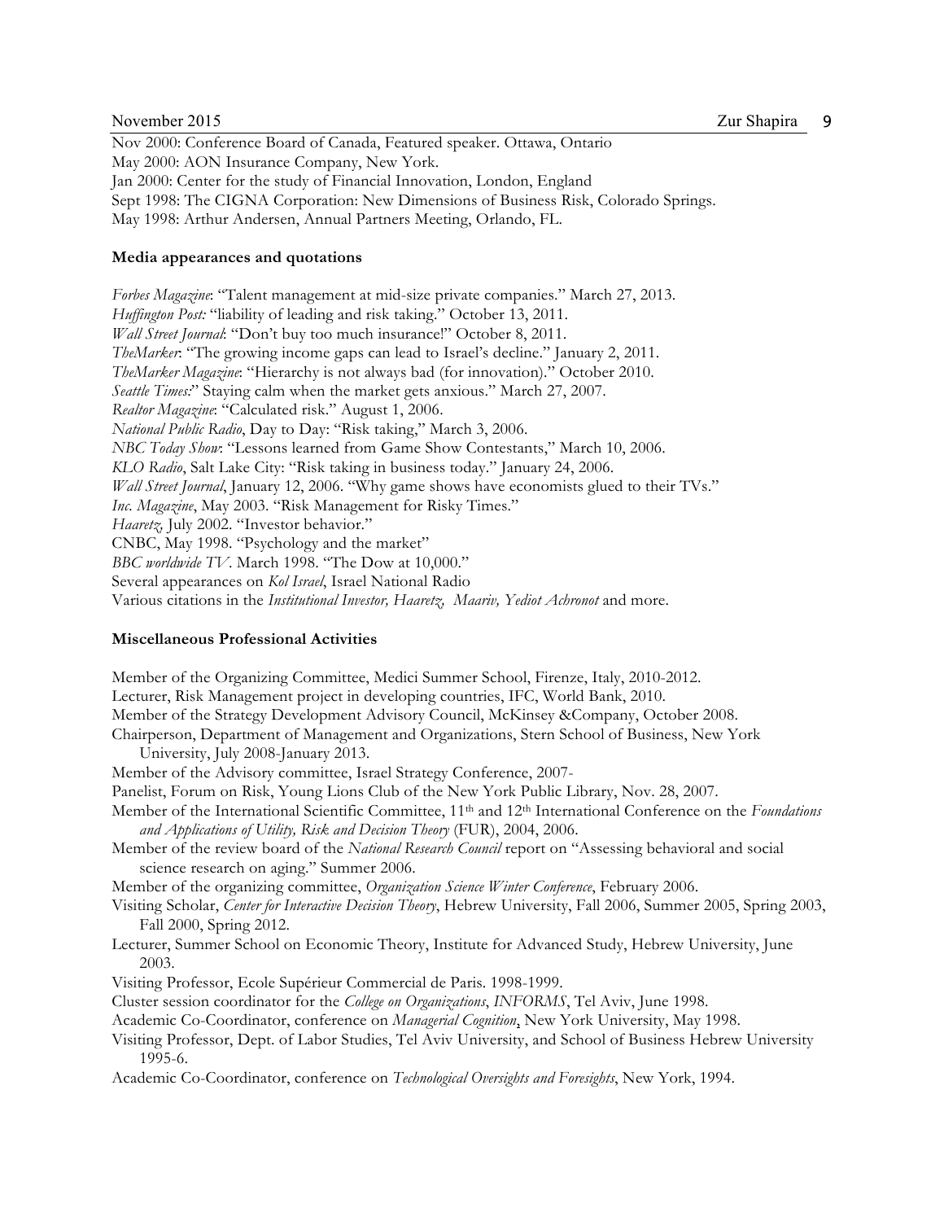Nov 2000: Conference Board of Canada, Featured speaker. Ottawa, Ontario
May 2000: AON Insurance Company, New York.
Jan 2000: Center for the study of Financial Innovation, London, England
Sept 1998: The CIGNA Corporation: New Dimensions of Business Risk, Colorado Springs.
May 1998: Arthur Andersen, Annual Partners Meeting, Orlando, FL.

**Media appearances and quotations**

*Forbes Magazine*: "Talent management at mid-size private companies." March 27, 2013.
*Huffington Post:* "liability of leading and risk taking." October 13, 2011.
*Wall Street Journal*: "Don't buy too much insurance!" October 8, 2011.
*TheMarker*: "The growing income gaps can lead to Israel's decline." January 2, 2011.
*TheMarker Magazine*: "Hierarchy is not always bad (for innovation)." October 2010.
*Seattle Times:*" Staying calm when the market gets anxious." March 27, 2007.
*Realtor Magazine*: "Calculated risk." August 1, 2006.
*National Public Radio*, Day to Day: "Risk taking," March 3, 2006.
*NBC Today Show*: "Lessons learned from Game Show Contestants," March 10, 2006.
*KLO Radio*, Salt Lake City: "Risk taking in business today." January 24, 2006.
*Wall Street Journal*, January 12, 2006. "Why game shows have economists glued to their TVs."
*Inc. Magazine*, May 2003. "Risk Management for Risky Times."
*Haaretz,* July 2002. "Investor behavior."
CNBC, May 1998. "Psychology and the market"
*BBC worldwide TV*. March 1998. "The Dow at 10,000."
Several appearances on *Kol Israel*, Israel National Radio
Various citations in the *Institutional Investor, Haaretz, Maariv, Yediot Achronot* and more.

**Miscellaneous Professional Activities**

Member of the Organizing Committee, Medici Summer School, Firenze, Italy, 2010-2012.
Lecturer, Risk Management project in developing countries, IFC, World Bank, 2010.
Member of the Strategy Development Advisory Council, McKinsey &Company, October 2008.
Chairperson, Department of Management and Organizations, Stern School of Business, New York University, July 2008-January 2013.
Member of the Advisory committee, Israel Strategy Conference, 2007-
Panelist, Forum on Risk, Young Lions Club of the New York Public Library, Nov. 28, 2007.
Member of the International Scientific Committee, 11th and 12th International Conference on the *Foundations and Applications of Utility, Risk and Decision Theory* (FUR), 2004, 2006.
Member of the review board of the *National Research Council* report on "Assessing behavioral and social science research on aging." Summer 2006.
Member of the organizing committee, *Organization Science Winter Conference*, February 2006.
Visiting Scholar, *Center for Interactive Decision Theory*, Hebrew University, Fall 2006, Summer 2005, Spring 2003, Fall 2000, Spring 2012.
Lecturer, Summer School on Economic Theory, Institute for Advanced Study, Hebrew University, June 2003.
Visiting Professor, Ecole Supérieur Commercial de Paris. 1998-1999.
Cluster session coordinator for the *College on Organizations*, *INFORMS*, Tel Aviv, June 1998.
Academic Co-Coordinator, conference on *Managerial Cognition*, New York University, May 1998.
Visiting Professor, Dept. of Labor Studies, Tel Aviv University, and School of Business Hebrew University 1995-6.
Academic Co-Coordinator, conference on *Technological Oversights and Foresights*, New York, 1994.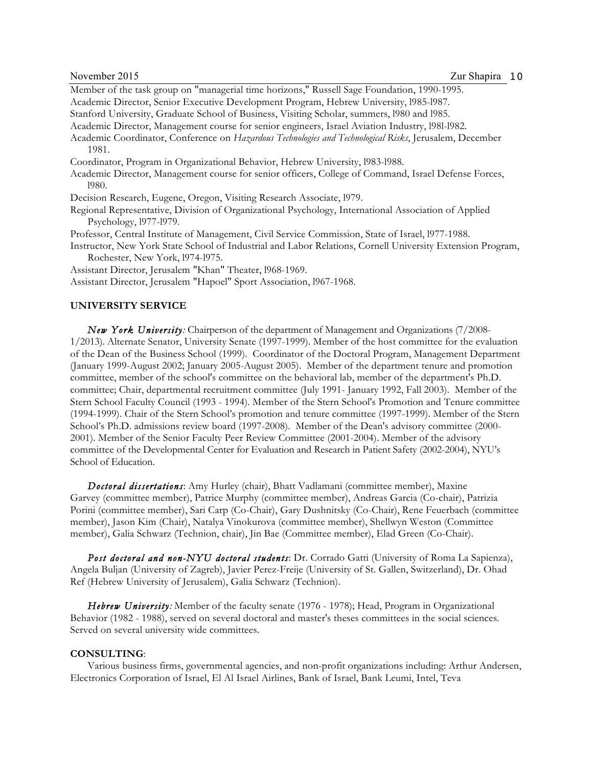Member of the task group on "managerial time horizons," Russell Sage Foundation, 1990-1995.
Academic Director, Senior Executive Development Program, Hebrew University, l985-l987.
Stanford University, Graduate School of Business, Visiting Scholar, summers, l980 and l985.
Academic Director, Management course for senior engineers, Israel Aviation Industry, l98l-l982.
Academic Coordinator, Conference on *Hazardous Technologies and Technological Risks*, Jerusalem, December 1981.
Coordinator, Program in Organizational Behavior, Hebrew University, l983-l988.
Academic Director, Management course for senior officers, College of Command, Israel Defense Forces, l980.
Decision Research, Eugene, Oregon, Visiting Research Associate, l979.
Regional Representative, Division of Organizational Psychology, International Association of Applied Psychology, l977-l979.
Professor, Central Institute of Management, Civil Service Commission, State of Israel, l977-1988.
Instructor, New York State School of Industrial and Labor Relations, Cornell University Extension Program, Rochester, New York, l974-l975.
Assistant Director, Jerusalem "Khan" Theater, l968-1969.
Assistant Director, Jerusalem "Hapoel" Sport Association, l967-1968.

**UNIVERSITY SERVICE**

***New York University:*** Chairperson of the department of Management and Organizations (7/2008-1/2013). Alternate Senator, University Senate (1997-1999). Member of the host committee for the evaluation of the Dean of the Business School (1999). Coordinator of the Doctoral Program, Management Department (January 1999-August 2002; January 2005-August 2005). Member of the department tenure and promotion committee, member of the school's committee on the behavioral lab, member of the department's Ph.D. committee; Chair, departmental recruitment committee (July 1991- January 1992, Fall 2003). Member of the Stern School Faculty Council (1993 - 1994). Member of the Stern School's Promotion and Tenure committee (1994-1999). Chair of the Stern School's promotion and tenure committee (1997-1999). Member of the Stern School's Ph.D. admissions review board (1997-2008). Member of the Dean's advisory committee (2000-2001). Member of the Senior Faculty Peer Review Committee (2001-2004). Member of the advisory committee of the Developmental Center for Evaluation and Research in Patient Safety (2002-2004), NYU's School of Education.

***Doctoral dissertations***: Amy Hurley (chair), Bhatt Vadlamani (committee member), Maxine Garvey (committee member), Patrice Murphy (committee member), Andreas Garcia (Co-chair), Patrizia Porini (committee member), Sari Carp (Co-Chair), Gary Dushnitsky (Co-Chair), Rene Feuerbach (committee member), Jason Kim (Chair), Natalya Vinokurova (committee member), Shellwyn Weston (Committee member), Galia Schwarz (Technion, chair), Jin Bae (Committee member), Elad Green (Co-Chair).

***Post doctoral and non-NYU doctoral students***: Dr. Corrado Gatti (University of Roma La Sapienza), Angela Buljan (University of Zagreb), Javier Perez-Freije (University of St. Gallen, Switzerland), Dr. Ohad Ref (Hebrew University of Jerusalem), Galia Schwarz (Technion).

***Hebrew University:*** Member of the faculty senate (1976 - 1978); Head, Program in Organizational Behavior (1982 - 1988), served on several doctoral and master's theses committees in the social sciences. Served on several university wide committees.

**CONSULTING**:

Various business firms, governmental agencies, and non-profit organizations including: Arthur Andersen, Electronics Corporation of Israel, El Al Israel Airlines, Bank of Israel, Bank Leumi, Intel, Teva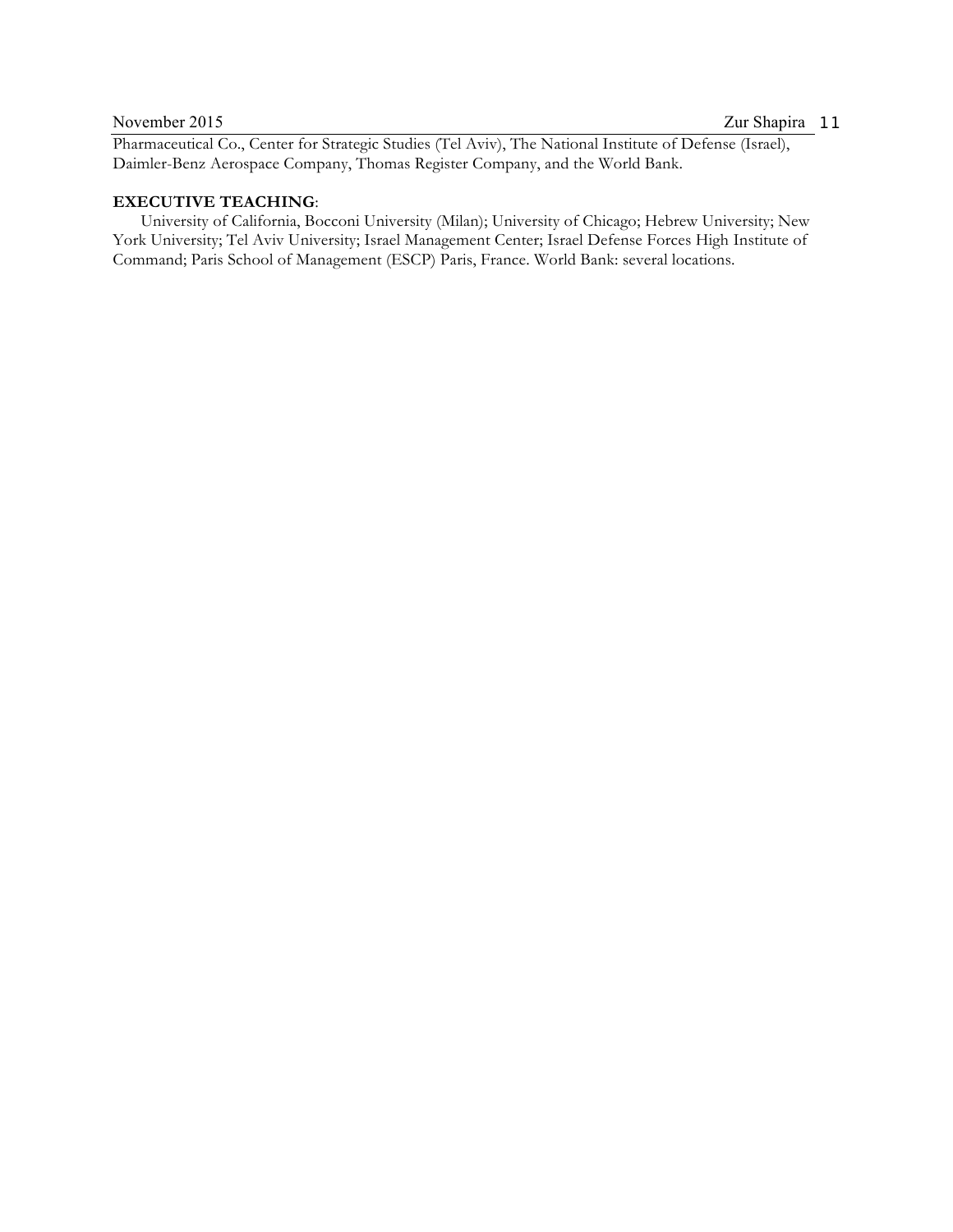Pharmaceutical Co., Center for Strategic Studies (Tel Aviv), The National Institute of Defense (Israel), Daimler-Benz Aerospace Company, Thomas Register Company, and the World Bank.

**EXECUTIVE TEACHING**:

University of California, Bocconi University (Milan); University of Chicago; Hebrew University; New York University; Tel Aviv University; Israel Management Center; Israel Defense Forces High Institute of Command; Paris School of Management (ESCP) Paris, France. World Bank: several locations.